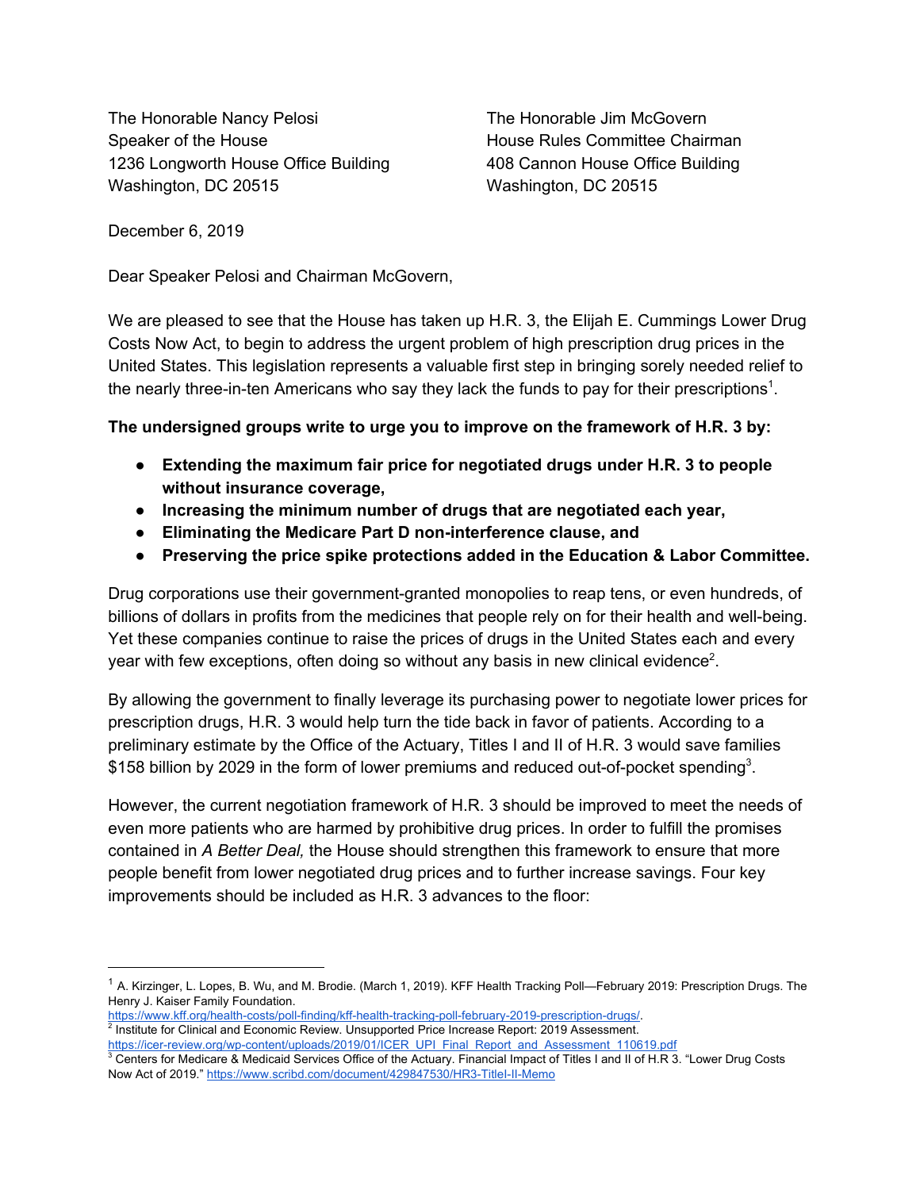The Honorable Nancy Pelosi
Speaker of the House
1236 Longworth House Office Building
Washington, DC 20515

The Honorable Jim McGovern
House Rules Committee Chairman
408 Cannon House Office Building
Washington, DC 20515

December 6, 2019

Dear Speaker Pelosi and Chairman McGovern,

We are pleased to see that the House has taken up H.R. 3, the Elijah E. Cummings Lower Drug Costs Now Act, to begin to address the urgent problem of high prescription drug prices in the United States. This legislation represents a valuable first step in bringing sorely needed relief to the nearly three-in-ten Americans who say they lack the funds to pay for their prescriptions[1].

**The undersigned groups write to urge you to improve on the framework of H.R. 3 by:**

- **Extending the maximum fair price for negotiated drugs under H.R. 3 to people without insurance coverage,**
- **Increasing the minimum number of drugs that are negotiated each year,**
- **Eliminating the Medicare Part D non-interference clause, and**
- **Preserving the price spike protections added in the Education & Labor Committee.**

Drug corporations use their government-granted monopolies to reap tens, or even hundreds, of billions of dollars in profits from the medicines that people rely on for their health and well-being. Yet these companies continue to raise the prices of drugs in the United States each and every year with few exceptions, often doing so without any basis in new clinical evidence[2].

By allowing the government to finally leverage its purchasing power to negotiate lower prices for prescription drugs, H.R. 3 would help turn the tide back in favor of patients. According to a preliminary estimate by the Office of the Actuary, Titles I and II of H.R. 3 would save families $158 billion by 2029 in the form of lower premiums and reduced out-of-pocket spending[3].

However, the current negotiation framework of H.R. 3 should be improved to meet the needs of even more patients who are harmed by prohibitive drug prices. In order to fulfill the promises contained in *A Better Deal,* the House should strengthen this framework to ensure that more people benefit from lower negotiated drug prices and to further increase savings. Four key improvements should be included as H.R. 3 advances to the floor:

---

[1] A. Kirzinger, L. Lopes, B. Wu, and M. Brodie. (March 1, 2019). KFF Health Tracking Poll—February 2019: Prescription Drugs. The Henry J. Kaiser Family Foundation. https://www.kff.org/health-costs/poll-finding/kff-health-tracking-poll-february-2019-prescription-drugs/.

[2] Institute for Clinical and Economic Review. Unsupported Price Increase Report: 2019 Assessment. https://icer-review.org/wp-content/uploads/2019/01/ICER_UPI_Final_Report_and_Assessment_110619.pdf

[3] Centers for Medicare & Medicaid Services Office of the Actuary. Financial Impact of Titles I and II of H.R 3. "Lower Drug Costs Now Act of 2019." https://www.scribd.com/document/429847530/HR3-TitleI-II-Memo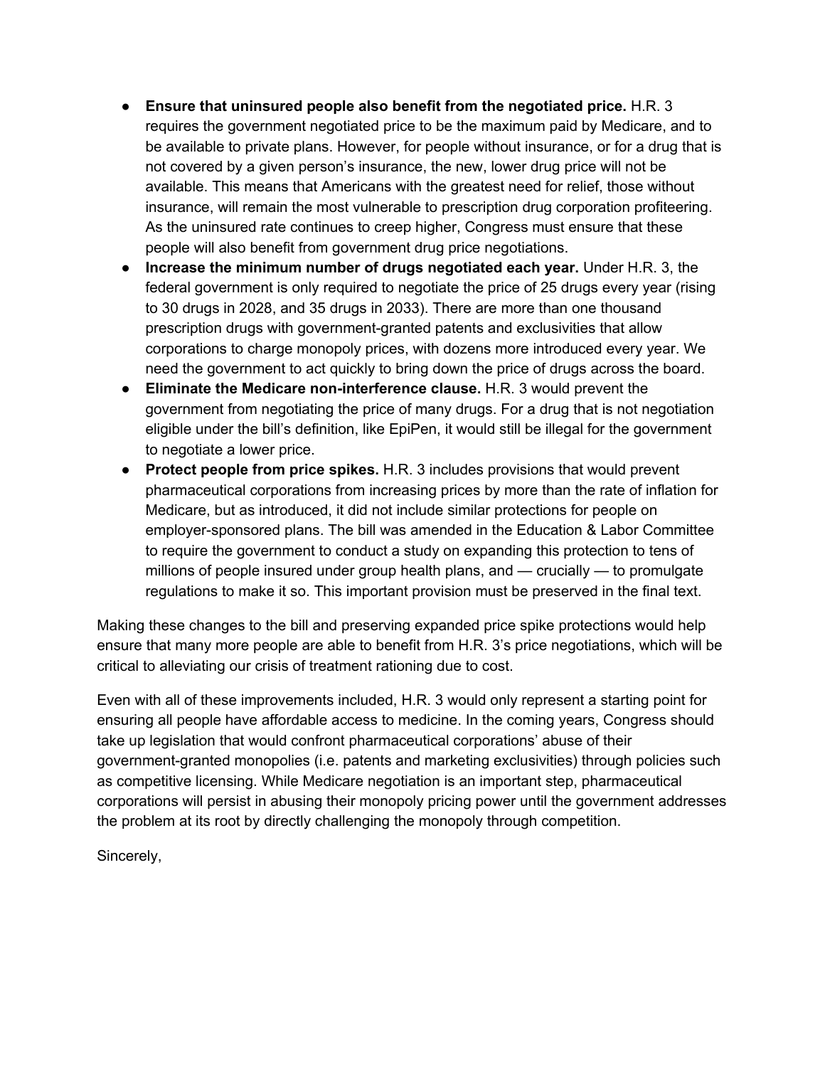- **Ensure that uninsured people also benefit from the negotiated price.** H.R. 3 requires the government negotiated price to be the maximum paid by Medicare, and to be available to private plans. However, for people without insurance, or for a drug that is not covered by a given person's insurance, the new, lower drug price will not be available. This means that Americans with the greatest need for relief, those without insurance, will remain the most vulnerable to prescription drug corporation profiteering. As the uninsured rate continues to creep higher, Congress must ensure that these people will also benefit from government drug price negotiations.
- **Increase the minimum number of drugs negotiated each year.** Under H.R. 3, the federal government is only required to negotiate the price of 25 drugs every year (rising to 30 drugs in 2028, and 35 drugs in 2033). There are more than one thousand prescription drugs with government-granted patents and exclusivities that allow corporations to charge monopoly prices, with dozens more introduced every year. We need the government to act quickly to bring down the price of drugs across the board.
- **Eliminate the Medicare non-interference clause.** H.R. 3 would prevent the government from negotiating the price of many drugs. For a drug that is not negotiation eligible under the bill's definition, like EpiPen, it would still be illegal for the government to negotiate a lower price.
- **Protect people from price spikes.** H.R. 3 includes provisions that would prevent pharmaceutical corporations from increasing prices by more than the rate of inflation for Medicare, but as introduced, it did not include similar protections for people on employer-sponsored plans. The bill was amended in the Education & Labor Committee to require the government to conduct a study on expanding this protection to tens of millions of people insured under group health plans, and — crucially — to promulgate regulations to make it so. This important provision must be preserved in the final text.

Making these changes to the bill and preserving expanded price spike protections would help ensure that many more people are able to benefit from H.R. 3's price negotiations, which will be critical to alleviating our crisis of treatment rationing due to cost.

Even with all of these improvements included, H.R. 3 would only represent a starting point for ensuring all people have affordable access to medicine. In the coming years, Congress should take up legislation that would confront pharmaceutical corporations' abuse of their government-granted monopolies (i.e. patents and marketing exclusivities) through policies such as competitive licensing. While Medicare negotiation is an important step, pharmaceutical corporations will persist in abusing their monopoly pricing power until the government addresses the problem at its root by directly challenging the monopoly through competition.

Sincerely,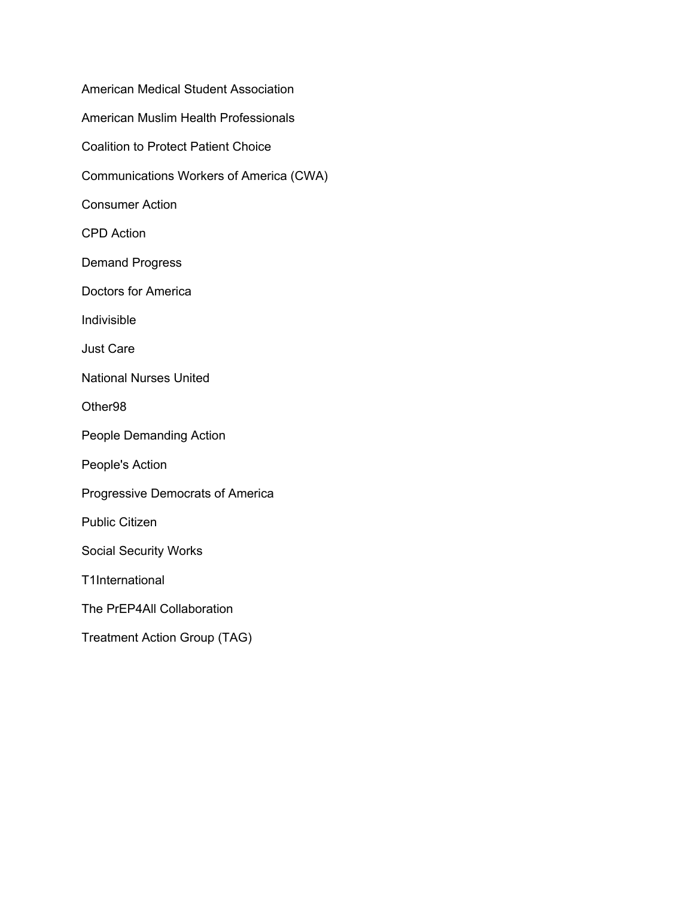American Medical Student Association

American Muslim Health Professionals

Coalition to Protect Patient Choice

Communications Workers of America (CWA)

Consumer Action

CPD Action

Demand Progress

Doctors for America

Indivisible

Just Care

National Nurses United

Other98

People Demanding Action

People's Action

Progressive Democrats of America

Public Citizen

Social Security Works

T1International

The PrEP4All Collaboration

Treatment Action Group (TAG)